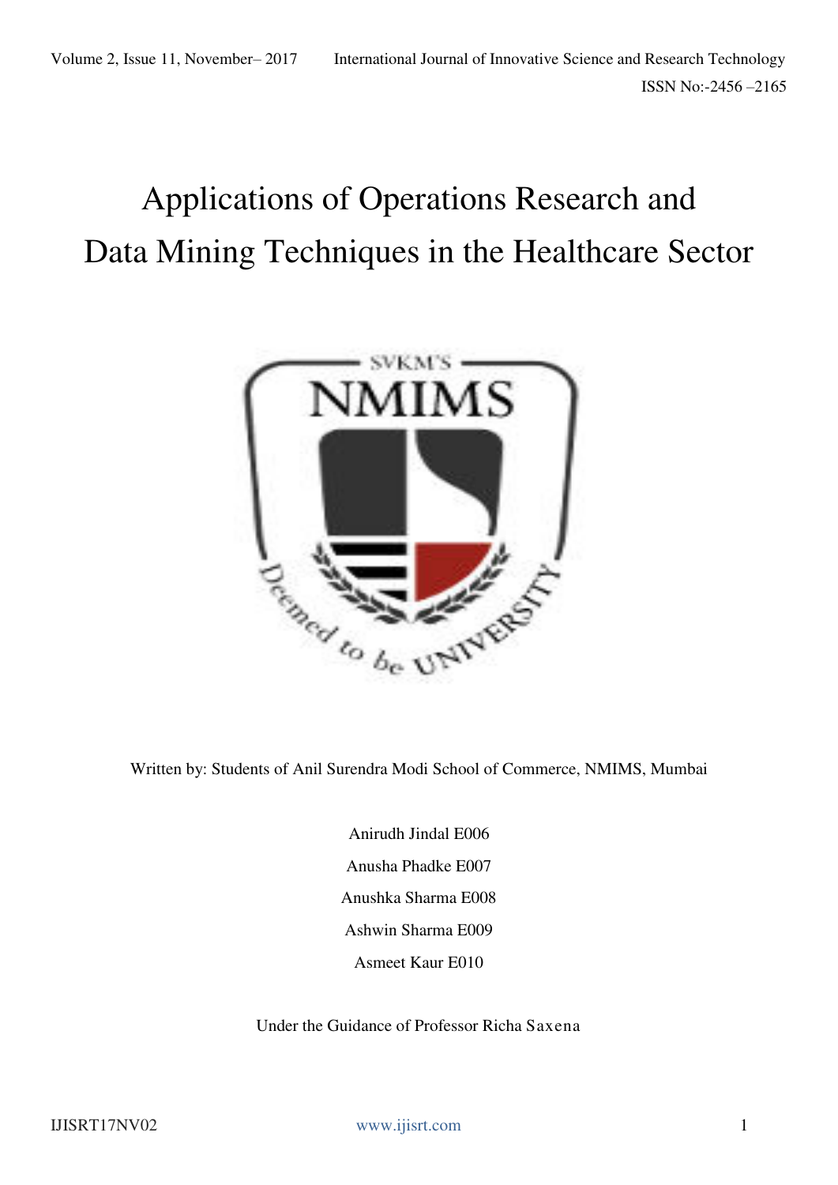# Applications of Operations Research and Data Mining Techniques in the Healthcare Sector

Written by: Students of Anil Surendra Modi School of Commerce, NMIMS, Mumbai

Anirudh Jindal E006

Anusha Phadke E007

Anushka Sharma E008

Ashwin Sharma E009

Asmeet Kaur E010

Under the Guidance of Professor Richa Saxena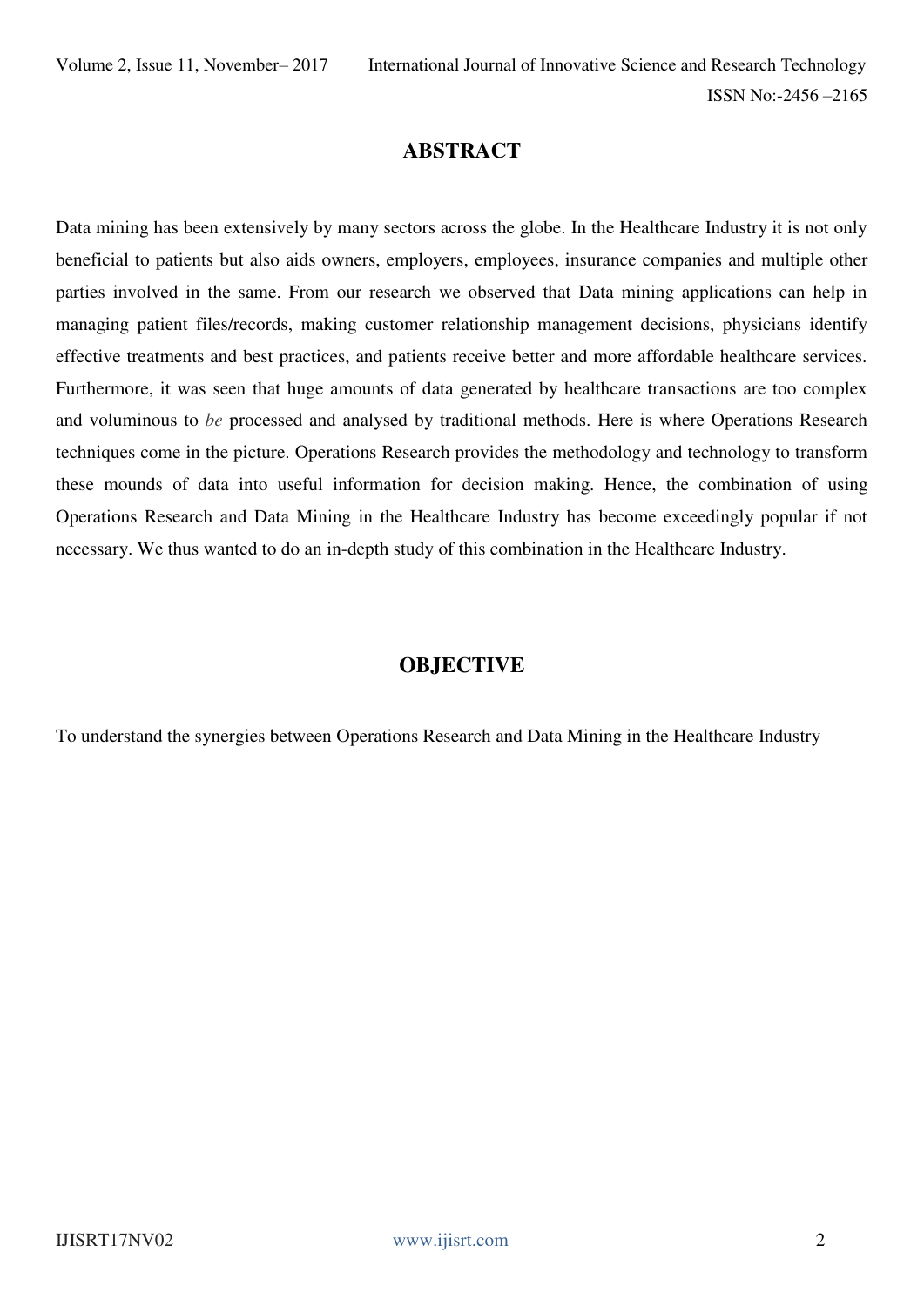## ABSTRACT

Data mining has been extensively by many sectors across the globe. In the Healthcare Industry it is not only beneficial to patients but also aids owners, employers, employees, insurance companies and multiple other parties involved in the same. From our research we observed that Data mining applications can help in managing patient files/records, making customer relationship management decisions, physicians identify effective treatments and best practices, and patients receive better and more affordable healthcare services. Furthermore, it was seen that huge amounts of data generated by healthcare transactions are too complex and voluminous to *be* processed and analysed by traditional methods. Here is where Operations Research techniques come in the picture. Operations Research provides the methodology and technology to transform these mounds of data into useful information for decision making. Hence, the combination of using Operations Research and Data Mining in the Healthcare Industry has become exceedingly popular if not necessary. We thus wanted to do an in-depth study of this combination in the Healthcare Industry.

## OBJECTIVE

To understand the synergies between Operations Research and Data Mining in the Healthcare Industry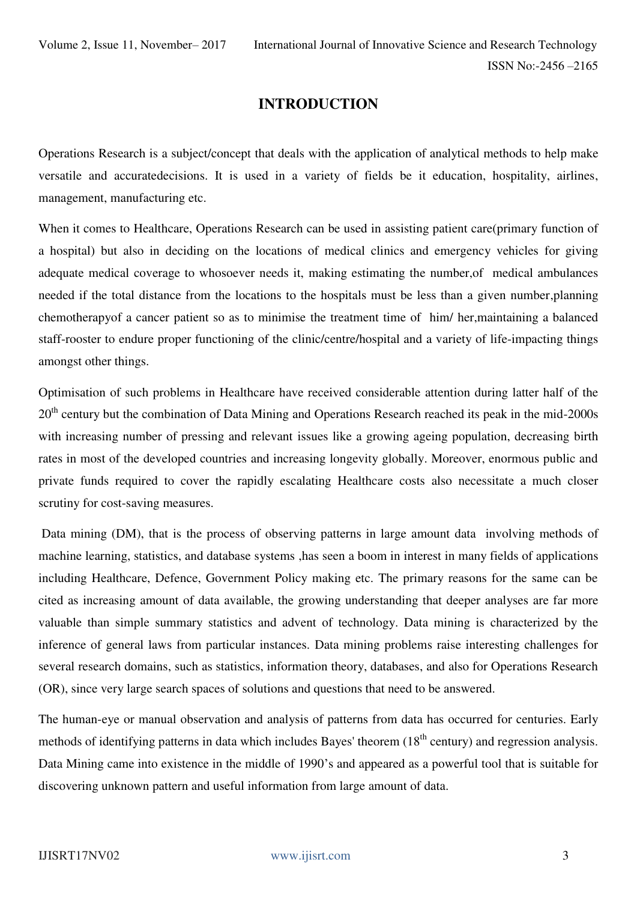# INTRODUCTION

Operations Research is a subject/concept that deals with the application of analytical methods to help make versatile and accuratedecisions. It is used in a variety of fields be it education, hospitality, airlines, management, manufacturing etc.

When it comes to Healthcare, Operations Research can be used in assisting patient care(primary function of a hospital) but also in deciding on the locations of medical clinics and emergency vehicles for giving adequate medical coverage to whosoever needs it, making estimating the number,of medical ambulances needed if the total distance from the locations to the hospitals must be less than a given number,planning chemotherapyof a cancer patient so as to minimise the treatment time of him/ her,maintaining a balanced staff-rooster to endure proper functioning of the clinic/centre/hospital and a variety of life-impacting things amongst other things.

Optimisation of such problems in Healthcare have received considerable attention during latter half of the 20th century but the combination of Data Mining and Operations Research reached its peak in the mid-2000s with increasing number of pressing and relevant issues like a growing ageing population, decreasing birth rates in most of the developed countries and increasing longevity globally. Moreover, enormous public and private funds required to cover the rapidly escalating Healthcare costs also necessitate a much closer scrutiny for cost-saving measures.

Data mining (DM), that is the process of observing patterns in large amount data involving methods of machine learning, statistics, and database systems ,has seen a boom in interest in many fields of applications including Healthcare, Defence, Government Policy making etc. The primary reasons for the same can be cited as increasing amount of data available, the growing understanding that deeper analyses are far more valuable than simple summary statistics and advent of technology. Data mining is characterized by the inference of general laws from particular instances. Data mining problems raise interesting challenges for several research domains, such as statistics, information theory, databases, and also for Operations Research (OR), since very large search spaces of solutions and questions that need to be answered.

The human-eye or manual observation and analysis of patterns from data has occurred for centuries. Early methods of identifying patterns in data which includes Bayes' theorem (18th century) and regression analysis. Data Mining came into existence in the middle of 1990's and appeared as a powerful tool that is suitable for discovering unknown pattern and useful information from large amount of data.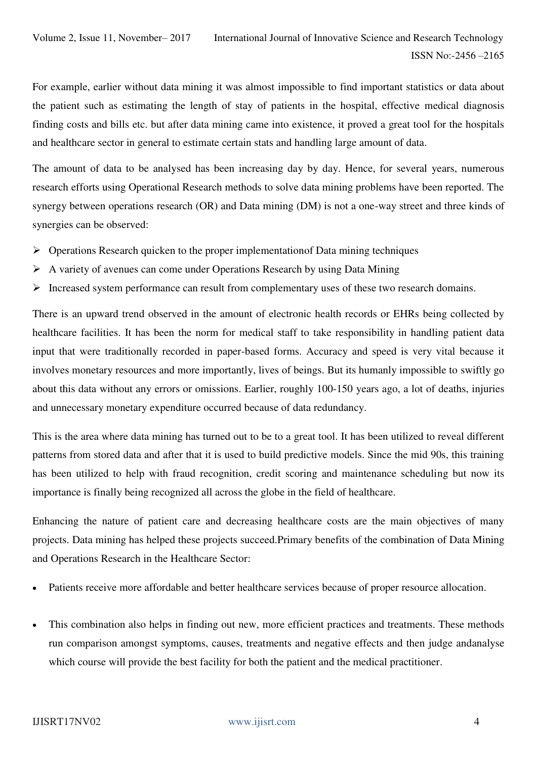For example, earlier without data mining it was almost impossible to find important statistics or data about the patient such as estimating the length of stay of patients in the hospital, effective medical diagnosis finding costs and bills etc. but after data mining came into existence, it proved a great tool for the hospitals and healthcare sector in general to estimate certain stats and handling large amount of data.

The amount of data to be analysed has been increasing day by day. Hence, for several years, numerous research efforts using Operational Research methods to solve data mining problems have been reported. The synergy between operations research (OR) and Data mining (DM) is not a one-way street and three kinds of synergies can be observed:

- Operations Research quicken to the proper implementationof Data mining techniques
- A variety of avenues can come under Operations Research by using Data Mining
- Increased system performance can result from complementary uses of these two research domains.

There is an upward trend observed in the amount of electronic health records or EHRs being collected by healthcare facilities. It has been the norm for medical staff to take responsibility in handling patient data input that were traditionally recorded in paper-based forms. Accuracy and speed is very vital because it involves monetary resources and more importantly, lives of beings. But its humanly impossible to swiftly go about this data without any errors or omissions. Earlier, roughly 100-150 years ago, a lot of deaths, injuries and unnecessary monetary expenditure occurred because of data redundancy.

This is the area where data mining has turned out to be to a great tool. It has been utilized to reveal different patterns from stored data and after that it is used to build predictive models. Since the mid 90s, this training has been utilized to help with fraud recognition, credit scoring and maintenance scheduling but now its importance is finally being recognized all across the globe in the field of healthcare.

Enhancing the nature of patient care and decreasing healthcare costs are the main objectives of many projects. Data mining has helped these projects succeed.Primary benefits of the combination of Data Mining and Operations Research in the Healthcare Sector:

- Patients receive more affordable and better healthcare services because of proper resource allocation.
- This combination also helps in finding out new, more efficient practices and treatments. These methods run comparison amongst symptoms, causes, treatments and negative effects and then judge andanalyse which course will provide the best facility for both the patient and the medical practitioner.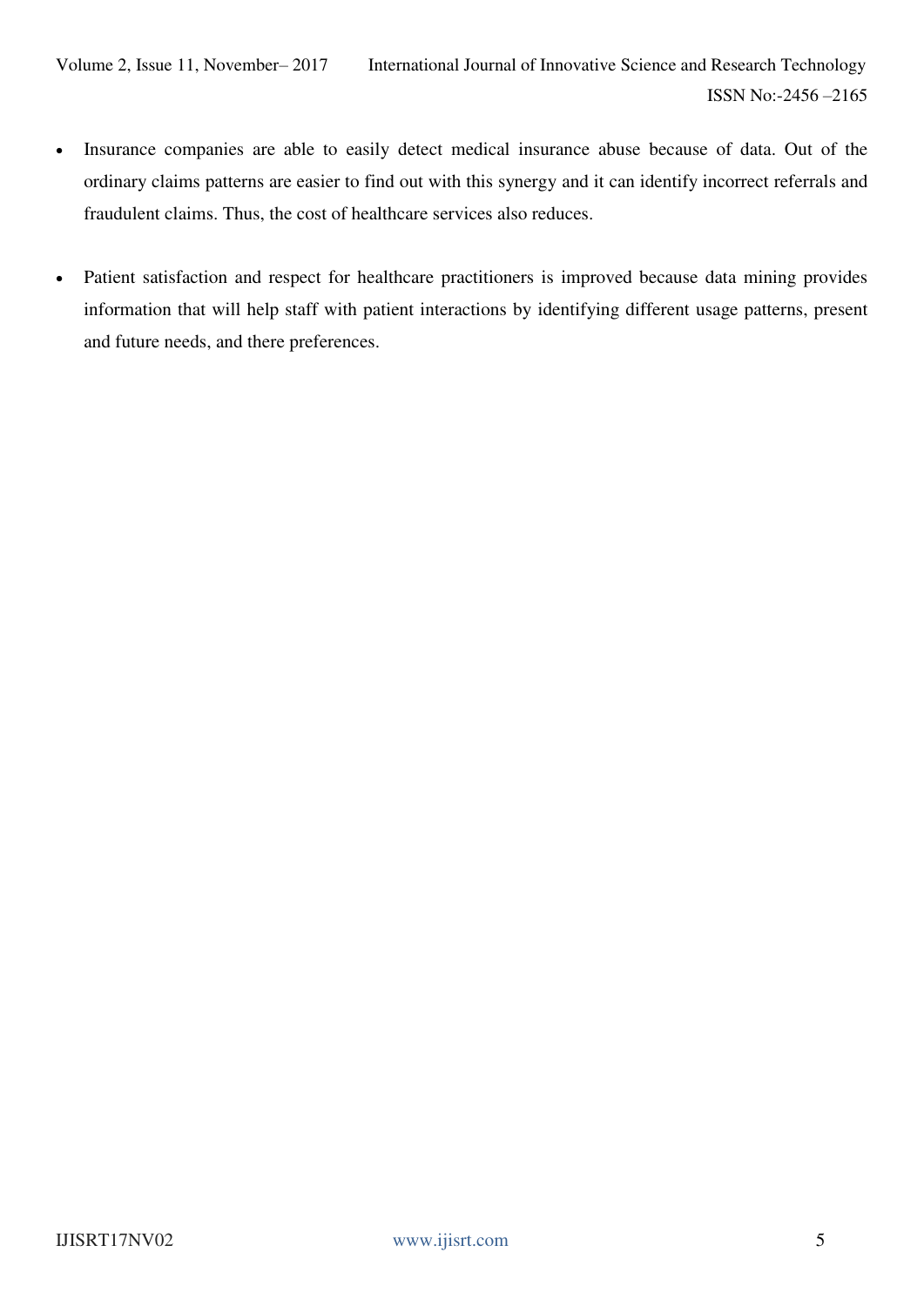- Insurance companies are able to easily detect medical insurance abuse because of data. Out of the ordinary claims patterns are easier to find out with this synergy and it can identify incorrect referrals and fraudulent claims. Thus, the cost of healthcare services also reduces.

- Patient satisfaction and respect for healthcare practitioners is improved because data mining provides information that will help staff with patient interactions by identifying different usage patterns, present and future needs, and there preferences.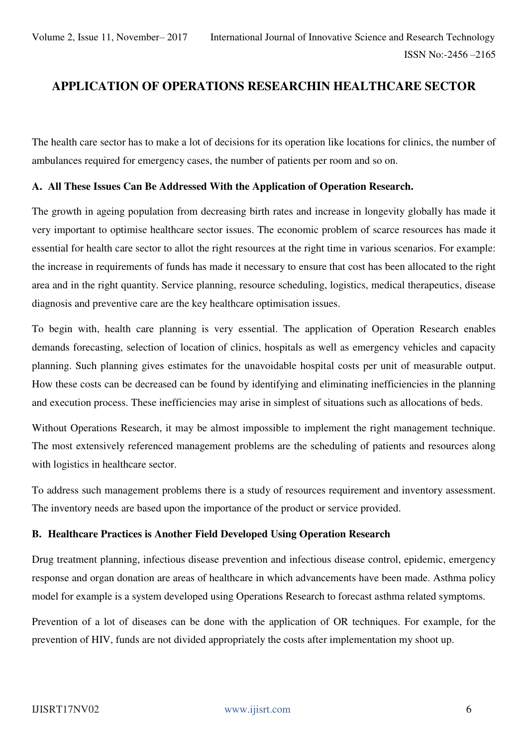# APPLICATION OF OPERATIONS RESEARCHIN HEALTHCARE SECTOR

The health care sector has to make a lot of decisions for its operation like locations for clinics, the number of ambulances required for emergency cases, the number of patients per room and so on.

### A. All These Issues Can Be Addressed With the Application of Operation Research.

The growth in ageing population from decreasing birth rates and increase in longevity globally has made it very important to optimise healthcare sector issues. The economic problem of scarce resources has made it essential for health care sector to allot the right resources at the right time in various scenarios. For example: the increase in requirements of funds has made it necessary to ensure that cost has been allocated to the right area and in the right quantity. Service planning, resource scheduling, logistics, medical therapeutics, disease diagnosis and preventive care are the key healthcare optimisation issues.

To begin with, health care planning is very essential. The application of Operation Research enables demands forecasting, selection of location of clinics, hospitals as well as emergency vehicles and capacity planning. Such planning gives estimates for the unavoidable hospital costs per unit of measurable output. How these costs can be decreased can be found by identifying and eliminating inefficiencies in the planning and execution process. These inefficiencies may arise in simplest of situations such as allocations of beds.

Without Operations Research, it may be almost impossible to implement the right management technique. The most extensively referenced management problems are the scheduling of patients and resources along with logistics in healthcare sector.

To address such management problems there is a study of resources requirement and inventory assessment. The inventory needs are based upon the importance of the product or service provided.

### B. Healthcare Practices is Another Field Developed Using Operation Research

Drug treatment planning, infectious disease prevention and infectious disease control, epidemic, emergency response and organ donation are areas of healthcare in which advancements have been made. Asthma policy model for example is a system developed using Operations Research to forecast asthma related symptoms.

Prevention of a lot of diseases can be done with the application of OR techniques. For example, for the prevention of HIV, funds are not divided appropriately the costs after implementation my shoot up.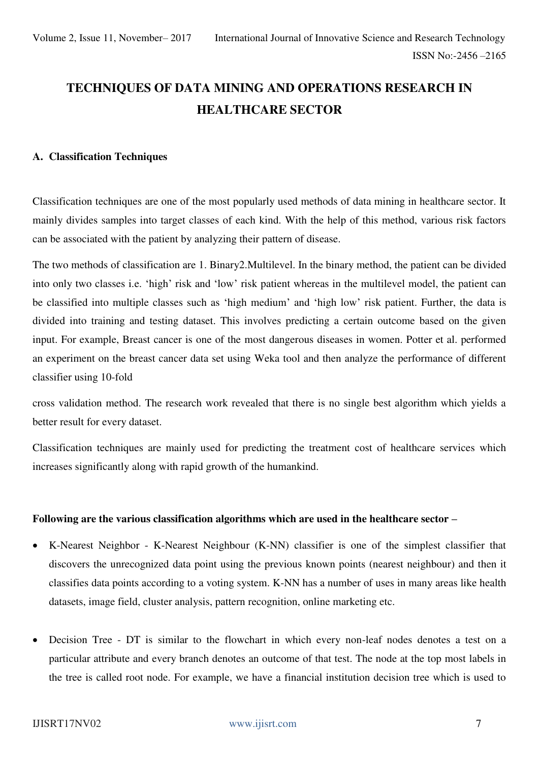# TECHNIQUES OF DATA MINING AND OPERATIONS RESEARCH IN HEALTHCARE SECTOR

### A. Classification Techniques

Classification techniques are one of the most popularly used methods of data mining in healthcare sector. It mainly divides samples into target classes of each kind. With the help of this method, various risk factors can be associated with the patient by analyzing their pattern of disease.

The two methods of classification are 1. Binary2.Multilevel. In the binary method, the patient can be divided into only two classes i.e. 'high' risk and 'low' risk patient whereas in the multilevel model, the patient can be classified into multiple classes such as 'high medium' and 'high low' risk patient. Further, the data is divided into training and testing dataset. This involves predicting a certain outcome based on the given input. For example, Breast cancer is one of the most dangerous diseases in women. Potter et al. performed an experiment on the breast cancer data set using Weka tool and then analyze the performance of different classifier using 10-fold cross validation method. The research work revealed that there is no single best algorithm which yields a better result for every dataset.

Classification techniques are mainly used for predicting the treatment cost of healthcare services which increases significantly along with rapid growth of the humankind.

**Following are the various classification algorithms which are used in the healthcare sector –**

- K-Nearest Neighbor - K-Nearest Neighbour (K-NN) classifier is one of the simplest classifier that discovers the unrecognized data point using the previous known points (nearest neighbour) and then it classifies data points according to a voting system. K-NN has a number of uses in many areas like health datasets, image field, cluster analysis, pattern recognition, online marketing etc.

- Decision Tree - DT is similar to the flowchart in which every non-leaf nodes denotes a test on a particular attribute and every branch denotes an outcome of that test. The node at the top most labels in the tree is called root node. For example, we have a financial institution decision tree which is used to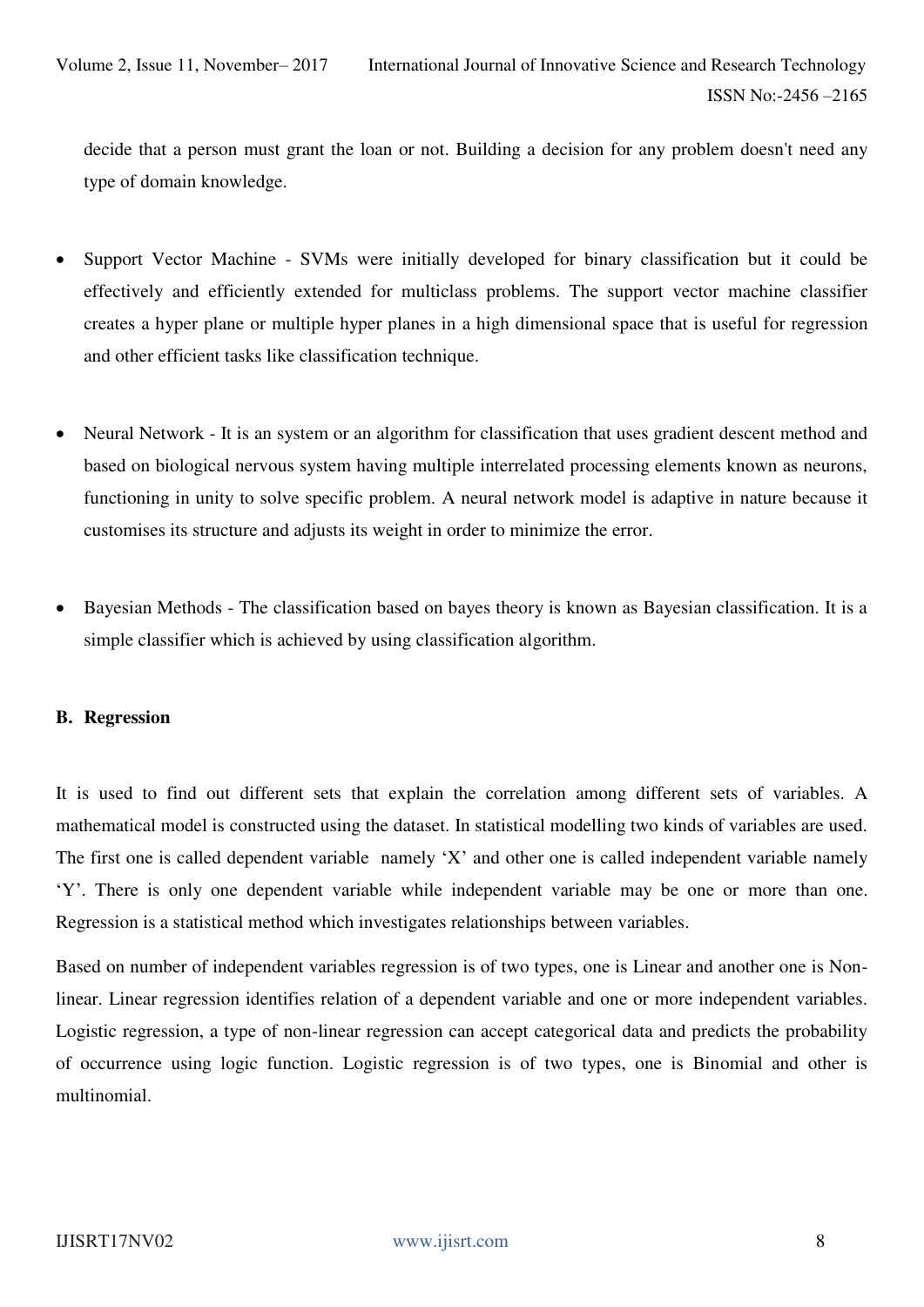decide that a person must grant the loan or not. Building a decision for any problem doesn't need any type of domain knowledge.

- Support Vector Machine - SVMs were initially developed for binary classification but it could be effectively and efficiently extended for multiclass problems. The support vector machine classifier creates a hyper plane or multiple hyper planes in a high dimensional space that is useful for regression and other efficient tasks like classification technique.

- Neural Network - It is an system or an algorithm for classification that uses gradient descent method and based on biological nervous system having multiple interrelated processing elements known as neurons, functioning in unity to solve specific problem. A neural network model is adaptive in nature because it customises its structure and adjusts its weight in order to minimize the error.

- Bayesian Methods - The classification based on bayes theory is known as Bayesian classification. It is a simple classifier which is achieved by using classification algorithm.

### B. Regression

It is used to find out different sets that explain the correlation among different sets of variables. A mathematical model is constructed using the dataset. In statistical modelling two kinds of variables are used. The first one is called dependent variable namely 'X' and other one is called independent variable namely 'Y'. There is only one dependent variable while independent variable may be one or more than one. Regression is a statistical method which investigates relationships between variables.

Based on number of independent variables regression is of two types, one is Linear and another one is Non-linear. Linear regression identifies relation of a dependent variable and one or more independent variables. Logistic regression, a type of non-linear regression can accept categorical data and predicts the probability of occurrence using logic function. Logistic regression is of two types, one is Binomial and other is multinomial.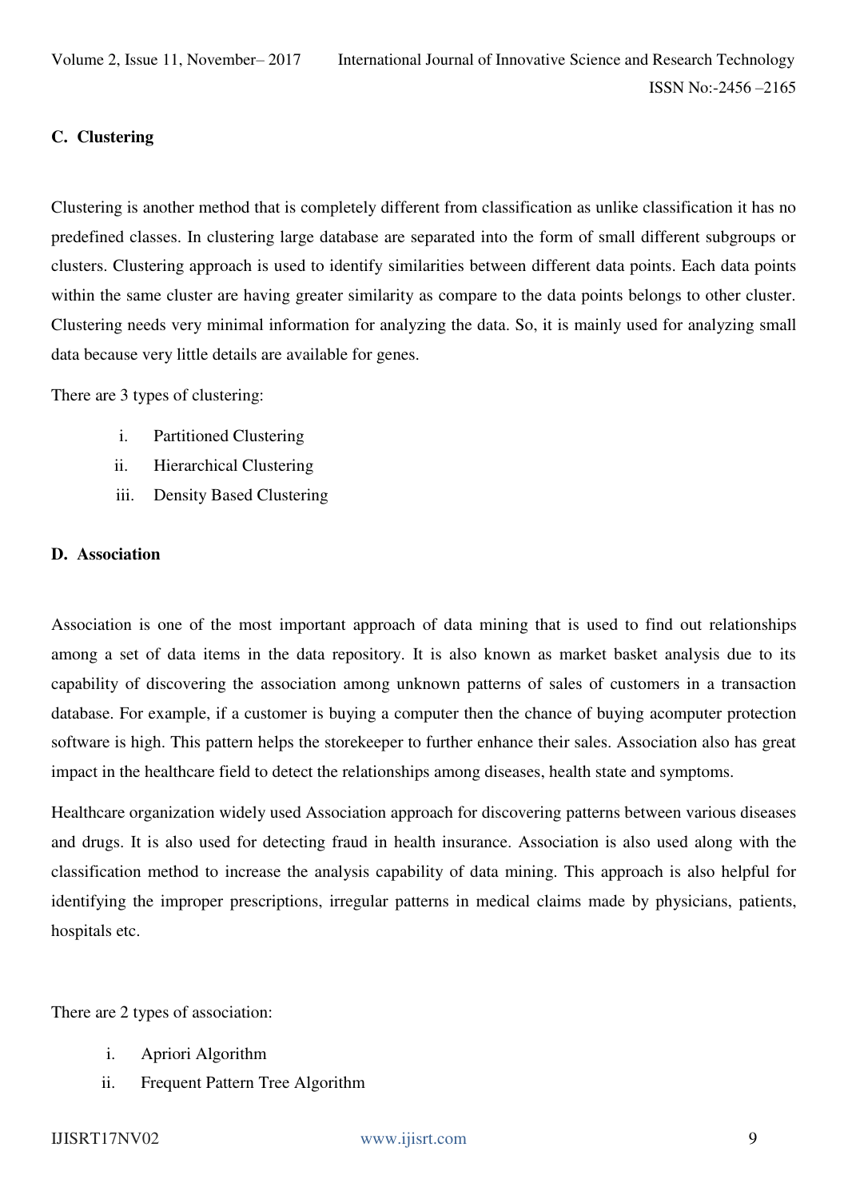### C. Clustering

Clustering is another method that is completely different from classification as unlike classification it has no predefined classes. In clustering large database are separated into the form of small different subgroups or clusters. Clustering approach is used to identify similarities between different data points. Each data points within the same cluster are having greater similarity as compare to the data points belongs to other cluster. Clustering needs very minimal information for analyzing the data. So, it is mainly used for analyzing small data because very little details are available for genes.

There are 3 types of clustering:

i. Partitioned Clustering
ii. Hierarchical Clustering
iii. Density Based Clustering

### D. Association

Association is one of the most important approach of data mining that is used to find out relationships among a set of data items in the data repository. It is also known as market basket analysis due to its capability of discovering the association among unknown patterns of sales of customers in a transaction database. For example, if a customer is buying a computer then the chance of buying acomputer protection software is high. This pattern helps the storekeeper to further enhance their sales. Association also has great impact in the healthcare field to detect the relationships among diseases, health state and symptoms.

Healthcare organization widely used Association approach for discovering patterns between various diseases and drugs. It is also used for detecting fraud in health insurance. Association is also used along with the classification method to increase the analysis capability of data mining. This approach is also helpful for identifying the improper prescriptions, irregular patterns in medical claims made by physicians, patients, hospitals etc.

There are 2 types of association:

i. Apriori Algorithm
ii. Frequent Pattern Tree Algorithm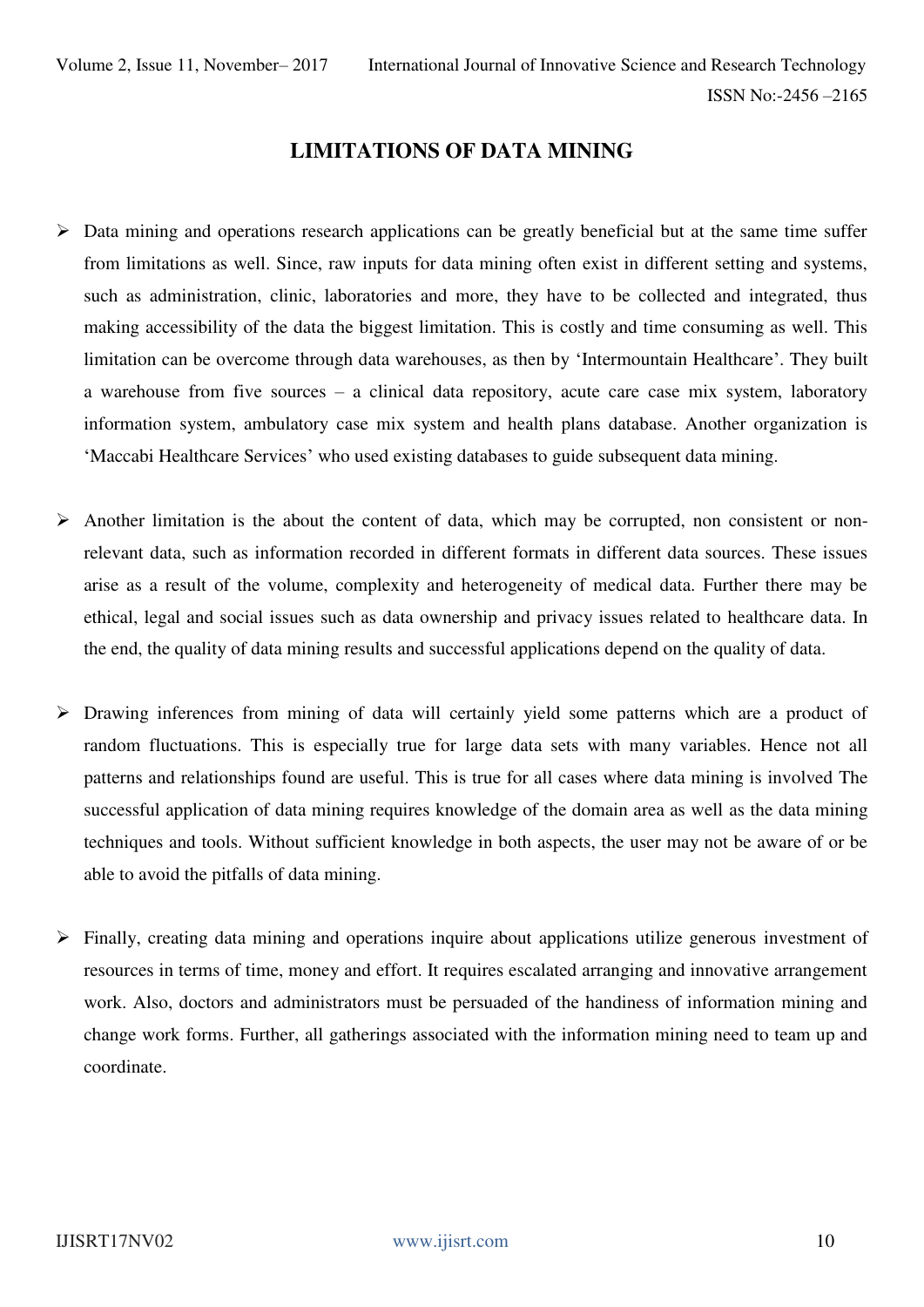# LIMITATIONS OF DATA MINING

- Data mining and operations research applications can be greatly beneficial but at the same time suffer from limitations as well. Since, raw inputs for data mining often exist in different setting and systems, such as administration, clinic, laboratories and more, they have to be collected and integrated, thus making accessibility of the data the biggest limitation. This is costly and time consuming as well. This limitation can be overcome through data warehouses, as then by 'Intermountain Healthcare'. They built a warehouse from five sources – a clinical data repository, acute care case mix system, laboratory information system, ambulatory case mix system and health plans database. Another organization is 'Maccabi Healthcare Services' who used existing databases to guide subsequent data mining.

- Another limitation is the about the content of data, which may be corrupted, non consistent or non-relevant data, such as information recorded in different formats in different data sources. These issues arise as a result of the volume, complexity and heterogeneity of medical data. Further there may be ethical, legal and social issues such as data ownership and privacy issues related to healthcare data. In the end, the quality of data mining results and successful applications depend on the quality of data.

- Drawing inferences from mining of data will certainly yield some patterns which are a product of random fluctuations. This is especially true for large data sets with many variables. Hence not all patterns and relationships found are useful. This is true for all cases where data mining is involved The successful application of data mining requires knowledge of the domain area as well as the data mining techniques and tools. Without sufficient knowledge in both aspects, the user may not be aware of or be able to avoid the pitfalls of data mining.

- Finally, creating data mining and operations inquire about applications utilize generous investment of resources in terms of time, money and effort. It requires escalated arranging and innovative arrangement work. Also, doctors and administrators must be persuaded of the handiness of information mining and change work forms. Further, all gatherings associated with the information mining need to team up and coordinate.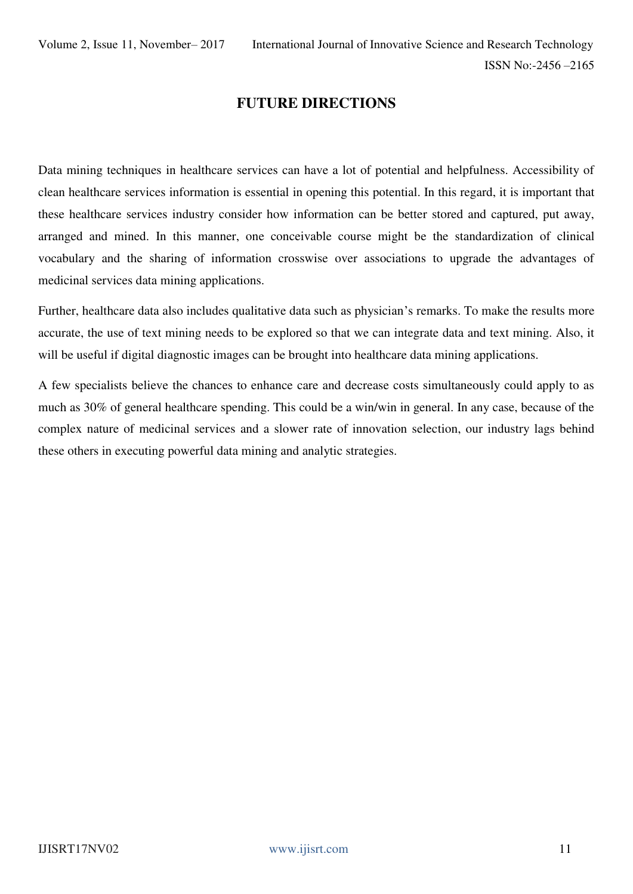## FUTURE DIRECTIONS

Data mining techniques in healthcare services can have a lot of potential and helpfulness. Accessibility of clean healthcare services information is essential in opening this potential. In this regard, it is important that these healthcare services industry consider how information can be better stored and captured, put away, arranged and mined. In this manner, one conceivable course might be the standardization of clinical vocabulary and the sharing of information crosswise over associations to upgrade the advantages of medicinal services data mining applications.

Further, healthcare data also includes qualitative data such as physician's remarks. To make the results more accurate, the use of text mining needs to be explored so that we can integrate data and text mining. Also, it will be useful if digital diagnostic images can be brought into healthcare data mining applications.

A few specialists believe the chances to enhance care and decrease costs simultaneously could apply to as much as 30% of general healthcare spending. This could be a win/win in general. In any case, because of the complex nature of medicinal services and a slower rate of innovation selection, our industry lags behind these others in executing powerful data mining and analytic strategies.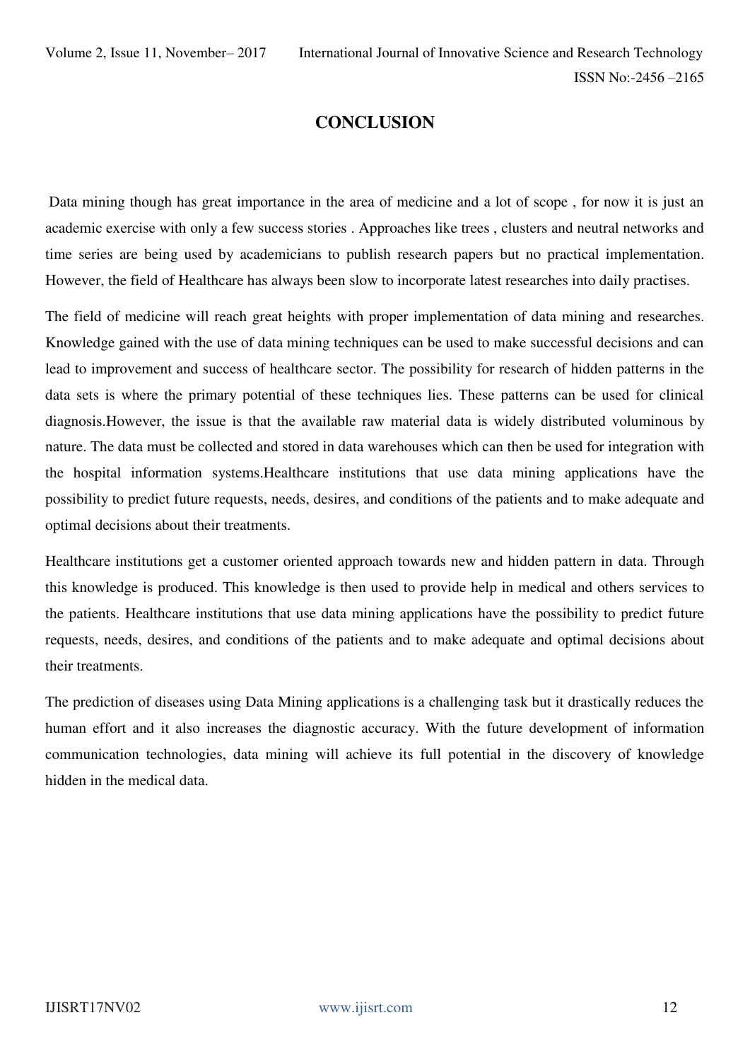## CONCLUSION

Data mining though has great importance in the area of medicine and a lot of scope , for now it is just an academic exercise with only a few success stories . Approaches like trees , clusters and neutral networks and time series are being used by academicians to publish research papers but no practical implementation. However, the field of Healthcare has always been slow to incorporate latest researches into daily practises.

The field of medicine will reach great heights with proper implementation of data mining and researches. Knowledge gained with the use of data mining techniques can be used to make successful decisions and can lead to improvement and success of healthcare sector. The possibility for research of hidden patterns in the data sets is where the primary potential of these techniques lies. These patterns can be used for clinical diagnosis.However, the issue is that the available raw material data is widely distributed voluminous by nature. The data must be collected and stored in data warehouses which can then be used for integration with the hospital information systems.Healthcare institutions that use data mining applications have the possibility to predict future requests, needs, desires, and conditions of the patients and to make adequate and optimal decisions about their treatments.

Healthcare institutions get a customer oriented approach towards new and hidden pattern in data. Through this knowledge is produced. This knowledge is then used to provide help in medical and others services to the patients. Healthcare institutions that use data mining applications have the possibility to predict future requests, needs, desires, and conditions of the patients and to make adequate and optimal decisions about their treatments.

The prediction of diseases using Data Mining applications is a challenging task but it drastically reduces the human effort and it also increases the diagnostic accuracy. With the future development of information communication technologies, data mining will achieve its full potential in the discovery of knowledge hidden in the medical data.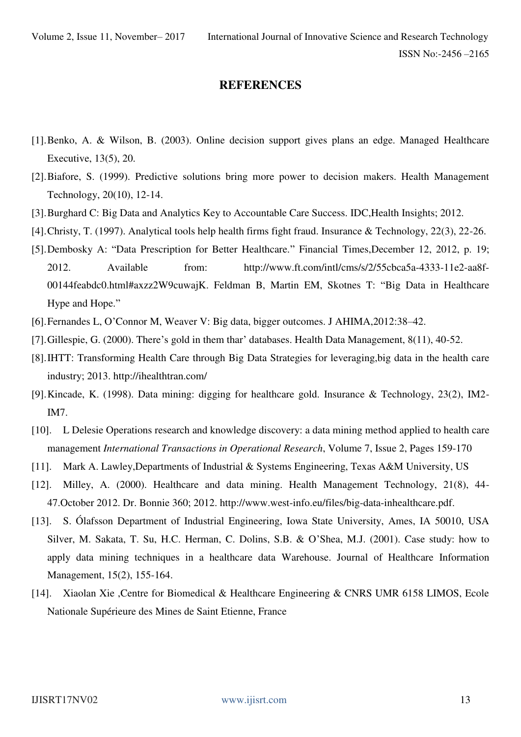## REFERENCES

[1]. Benko, A. & Wilson, B. (2003). Online decision support gives plans an edge. Managed Healthcare Executive, 13(5), 20.

[2]. Biafore, S. (1999). Predictive solutions bring more power to decision makers. Health Management Technology, 20(10), 12-14.

[3]. Burghard C: Big Data and Analytics Key to Accountable Care Success. IDC,Health Insights; 2012.

[4]. Christy, T. (1997). Analytical tools help health firms fight fraud. Insurance & Technology, 22(3), 22-26.

[5]. Dembosky A: "Data Prescription for Better Healthcare." Financial Times,December 12, 2012, p. 19; 2012. Available from: http://www.ft.com/intl/cms/s/2/55cbca5a-4333-11e2-aa8f-00144feabdc0.html#axzz2W9cuwajK. Feldman B, Martin EM, Skotnes T: "Big Data in Healthcare Hype and Hope."

[6]. Fernandes L, O'Connor M, Weaver V: Big data, bigger outcomes. J AHIMA,2012:38–42.

[7]. Gillespie, G. (2000). There's gold in them thar' databases. Health Data Management, 8(11), 40-52.

[8]. IHTT: Transforming Health Care through Big Data Strategies for leveraging,big data in the health care industry; 2013. http://ihealthtran.com/

[9]. Kincade, K. (1998). Data mining: digging for healthcare gold. Insurance & Technology, 23(2), IM2-IM7.

[10]. L Delesie Operations research and knowledge discovery: a data mining method applied to health care management *International Transactions in Operational Research*, Volume 7, Issue 2, Pages 159-170

[11]. Mark A. Lawley,Departments of Industrial & Systems Engineering, Texas A&M University, US

[12]. Milley, A. (2000). Healthcare and data mining. Health Management Technology, 21(8), 44-47.October 2012. Dr. Bonnie 360; 2012. http://www.west-info.eu/files/big-data-inhealthcare.pdf.

[13]. S. Ólafsson Department of Industrial Engineering, Iowa State University, Ames, IA 50010, USA Silver, M. Sakata, T. Su, H.C. Herman, C. Dolins, S.B. & O'Shea, M.J. (2001). Case study: how to apply data mining techniques in a healthcare data Warehouse. Journal of Healthcare Information Management, 15(2), 155-164.

[14]. Xiaolan Xie ,Centre for Biomedical & Healthcare Engineering & CNRS UMR 6158 LIMOS, Ecole Nationale Supérieure des Mines de Saint Etienne, France